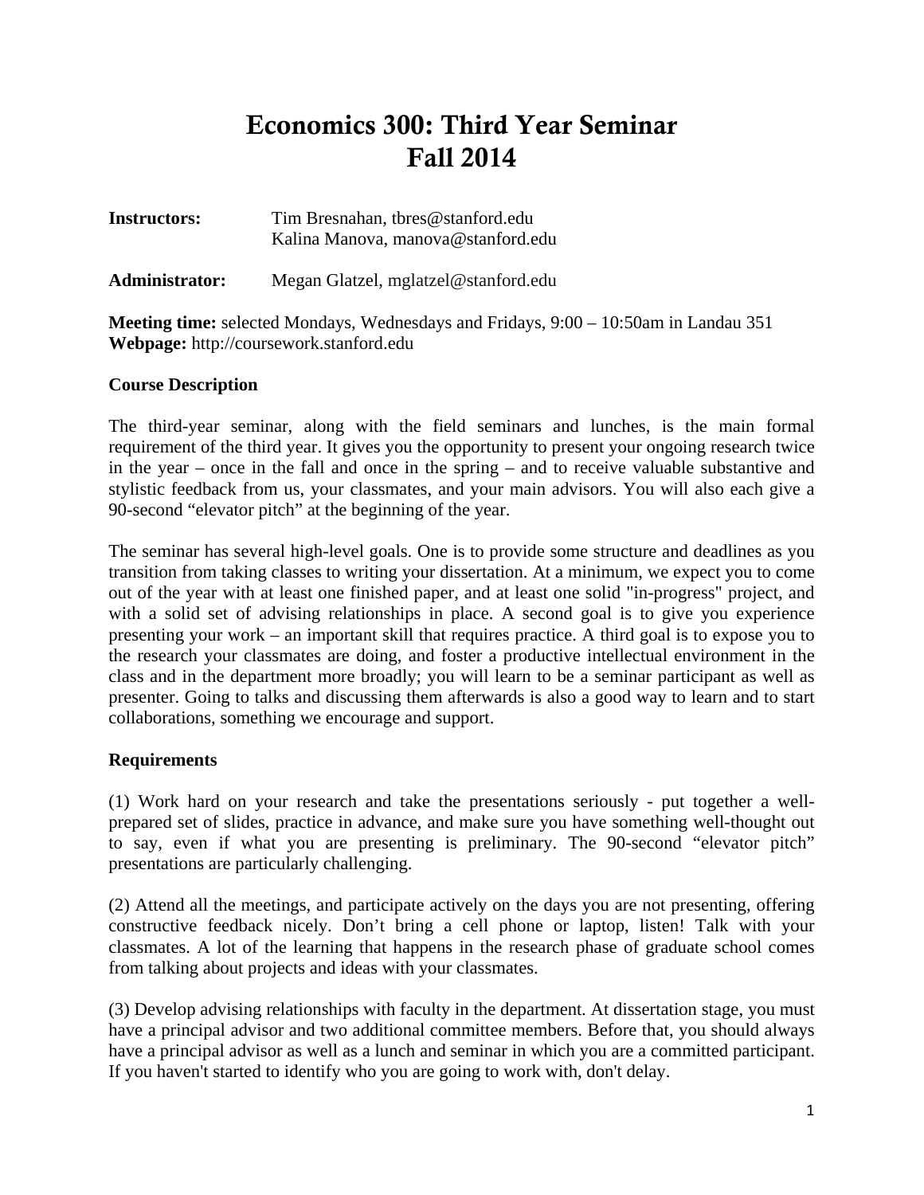# Economics 300: Third Year Seminar
# Fall 2014

**Instructors:** Tim Bresnahan, tbres@stanford.edu
Kalina Manova, manova@stanford.edu

**Administrator:** Megan Glatzel, mglatzel@stanford.edu

**Meeting time:** selected Mondays, Wednesdays and Fridays, 9:00 – 10:50am in Landau 351
**Webpage:** http://coursework.stanford.edu

### Course Description

The third-year seminar, along with the field seminars and lunches, is the main formal requirement of the third year. It gives you the opportunity to present your ongoing research twice in the year – once in the fall and once in the spring – and to receive valuable substantive and stylistic feedback from us, your classmates, and your main advisors. You will also each give a 90-second "elevator pitch" at the beginning of the year.

The seminar has several high-level goals. One is to provide some structure and deadlines as you transition from taking classes to writing your dissertation. At a minimum, we expect you to come out of the year with at least one finished paper, and at least one solid "in-progress" project, and with a solid set of advising relationships in place. A second goal is to give you experience presenting your work – an important skill that requires practice. A third goal is to expose you to the research your classmates are doing, and foster a productive intellectual environment in the class and in the department more broadly; you will learn to be a seminar participant as well as presenter. Going to talks and discussing them afterwards is also a good way to learn and to start collaborations, something we encourage and support.

### Requirements

(1) Work hard on your research and take the presentations seriously - put together a well-prepared set of slides, practice in advance, and make sure you have something well-thought out to say, even if what you are presenting is preliminary. The 90-second "elevator pitch" presentations are particularly challenging.

(2) Attend all the meetings, and participate actively on the days you are not presenting, offering constructive feedback nicely. Don't bring a cell phone or laptop, listen! Talk with your classmates. A lot of the learning that happens in the research phase of graduate school comes from talking about projects and ideas with your classmates.

(3) Develop advising relationships with faculty in the department. At dissertation stage, you must have a principal advisor and two additional committee members. Before that, you should always have a principal advisor as well as a lunch and seminar in which you are a committed participant. If you haven't started to identify who you are going to work with, don't delay.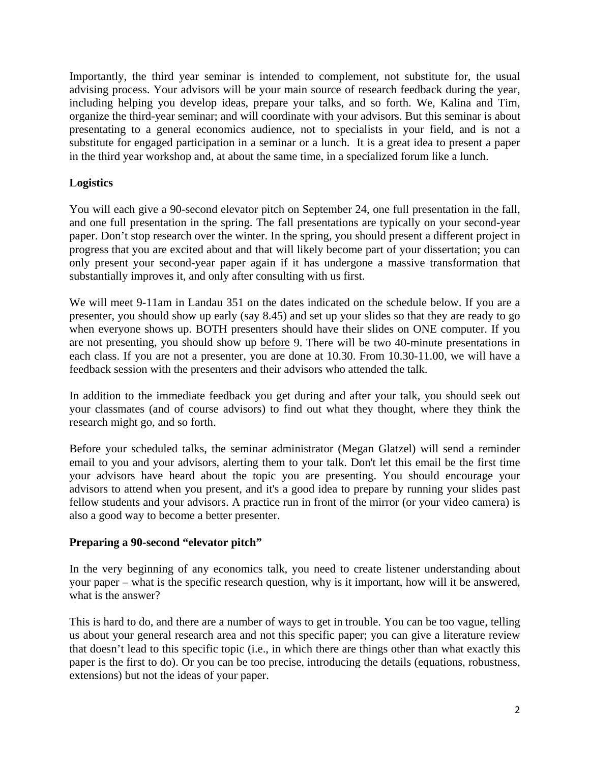Importantly, the third year seminar is intended to complement, not substitute for, the usual advising process. Your advisors will be your main source of research feedback during the year, including helping you develop ideas, prepare your talks, and so forth. We, Kalina and Tim, organize the third-year seminar; and will coordinate with your advisors. But this seminar is about presentating to a general economics audience, not to specialists in your field, and is not a substitute for engaged participation in a seminar or a lunch. It is a great idea to present a paper in the third year workshop and, at about the same time, in a specialized forum like a lunch.

**Logistics**

You will each give a 90-second elevator pitch on September 24, one full presentation in the fall, and one full presentation in the spring. The fall presentations are typically on your second-year paper. Don't stop research over the winter. In the spring, you should present a different project in progress that you are excited about and that will likely become part of your dissertation; you can only present your second-year paper again if it has undergone a massive transformation that substantially improves it, and only after consulting with us first.

We will meet 9-11am in Landau 351 on the dates indicated on the schedule below. If you are a presenter, you should show up early (say 8.45) and set up your slides so that they are ready to go when everyone shows up. BOTH presenters should have their slides on ONE computer. If you are not presenting, you should show up <u>before</u> 9. There will be two 40-minute presentations in each class. If you are not a presenter, you are done at 10.30. From 10.30-11.00, we will have a feedback session with the presenters and their advisors who attended the talk.

In addition to the immediate feedback you get during and after your talk, you should seek out your classmates (and of course advisors) to find out what they thought, where they think the research might go, and so forth.

Before your scheduled talks, the seminar administrator (Megan Glatzel) will send a reminder email to you and your advisors, alerting them to your talk. Don't let this email be the first time your advisors have heard about the topic you are presenting. You should encourage your advisors to attend when you present, and it's a good idea to prepare by running your slides past fellow students and your advisors. A practice run in front of the mirror (or your video camera) is also a good way to become a better presenter.

**Preparing a 90-second "elevator pitch"**

In the very beginning of any economics talk, you need to create listener understanding about your paper – what is the specific research question, why is it important, how will it be answered, what is the answer?

This is hard to do, and there are a number of ways to get in trouble. You can be too vague, telling us about your general research area and not this specific paper; you can give a literature review that doesn't lead to this specific topic (i.e., in which there are things other than what exactly this paper is the first to do). Or you can be too precise, introducing the details (equations, robustness, extensions) but not the ideas of your paper.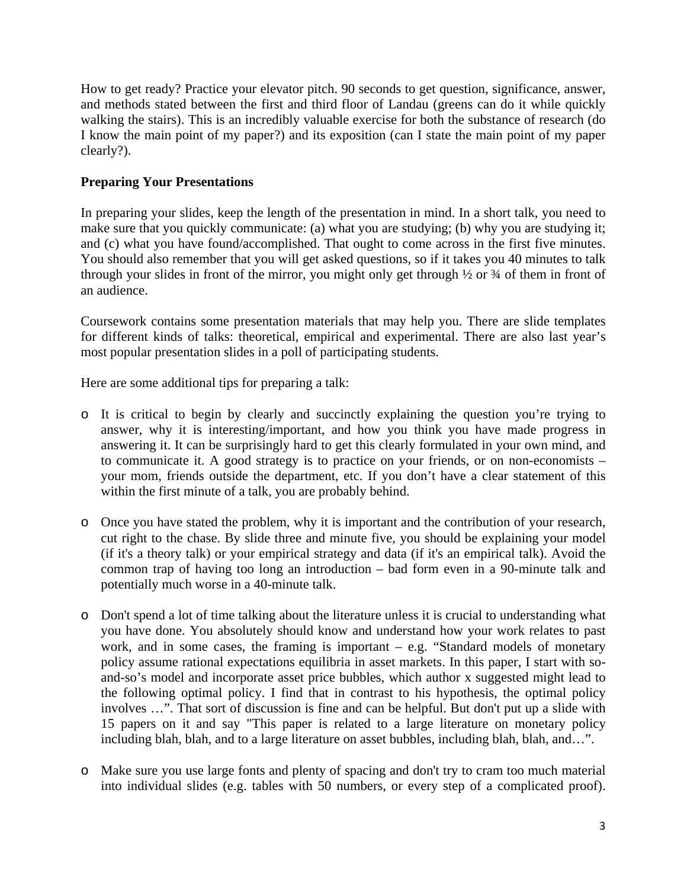How to get ready? Practice your elevator pitch. 90 seconds to get question, significance, answer, and methods stated between the first and third floor of Landau (greens can do it while quickly walking the stairs). This is an incredibly valuable exercise for both the substance of research (do I know the main point of my paper?) and its exposition (can I state the main point of my paper clearly?).

**Preparing Your Presentations**

In preparing your slides, keep the length of the presentation in mind. In a short talk, you need to make sure that you quickly communicate: (a) what you are studying; (b) why you are studying it; and (c) what you have found/accomplished. That ought to come across in the first five minutes. You should also remember that you will get asked questions, so if it takes you 40 minutes to talk through your slides in front of the mirror, you might only get through ½ or ¾ of them in front of an audience.

Coursework contains some presentation materials that may help you. There are slide templates for different kinds of talks: theoretical, empirical and experimental. There are also last year's most popular presentation slides in a poll of participating students.

Here are some additional tips for preparing a talk:

- It is critical to begin by clearly and succinctly explaining the question you're trying to answer, why it is interesting/important, and how you think you have made progress in answering it. It can be surprisingly hard to get this clearly formulated in your own mind, and to communicate it. A good strategy is to practice on your friends, or on non-economists – your mom, friends outside the department, etc. If you don't have a clear statement of this within the first minute of a talk, you are probably behind.

- Once you have stated the problem, why it is important and the contribution of your research, cut right to the chase. By slide three and minute five, you should be explaining your model (if it's a theory talk) or your empirical strategy and data (if it's an empirical talk). Avoid the common trap of having too long an introduction – bad form even in a 90-minute talk and potentially much worse in a 40-minute talk.

- Don't spend a lot of time talking about the literature unless it is crucial to understanding what you have done. You absolutely should know and understand how your work relates to past work, and in some cases, the framing is important – e.g. "Standard models of monetary policy assume rational expectations equilibria in asset markets. In this paper, I start with so-and-so's model and incorporate asset price bubbles, which author x suggested might lead to the following optimal policy. I find that in contrast to his hypothesis, the optimal policy involves …". That sort of discussion is fine and can be helpful. But don't put up a slide with 15 papers on it and say "This paper is related to a large literature on monetary policy including blah, blah, and to a large literature on asset bubbles, including blah, blah, and…".

- Make sure you use large fonts and plenty of spacing and don't try to cram too much material into individual slides (e.g. tables with 50 numbers, or every step of a complicated proof).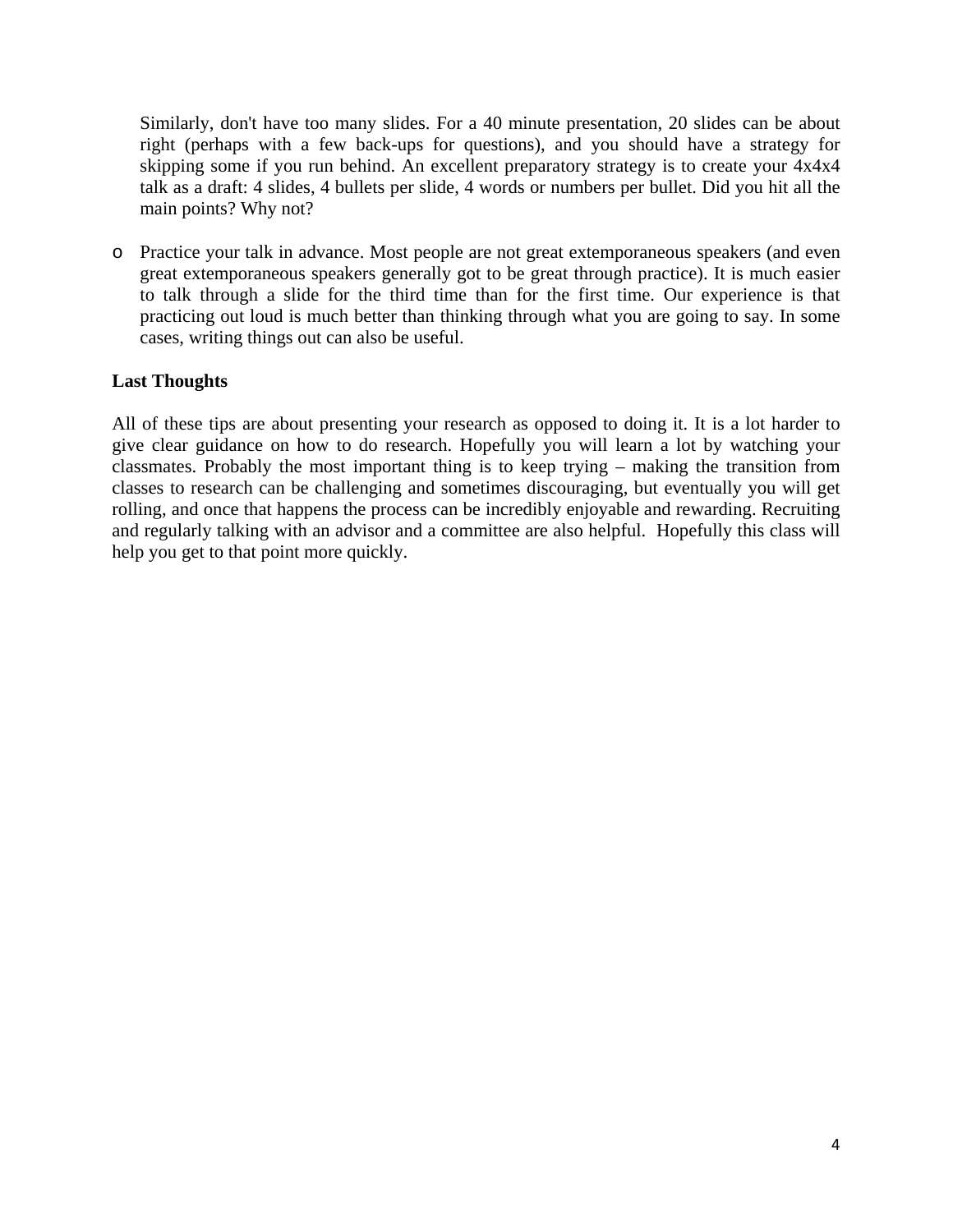Similarly, don't have too many slides. For a 40 minute presentation, 20 slides can be about right (perhaps with a few back-ups for questions), and you should have a strategy for skipping some if you run behind. An excellent preparatory strategy is to create your 4x4x4 talk as a draft: 4 slides, 4 bullets per slide, 4 words or numbers per bullet. Did you hit all the main points? Why not?

- Practice your talk in advance. Most people are not great extemporaneous speakers (and even great extemporaneous speakers generally got to be great through practice). It is much easier to talk through a slide for the third time than for the first time. Our experience is that practicing out loud is much better than thinking through what you are going to say. In some cases, writing things out can also be useful.

**Last Thoughts**

All of these tips are about presenting your research as opposed to doing it. It is a lot harder to give clear guidance on how to do research. Hopefully you will learn a lot by watching your classmates. Probably the most important thing is to keep trying – making the transition from classes to research can be challenging and sometimes discouraging, but eventually you will get rolling, and once that happens the process can be incredibly enjoyable and rewarding. Recruiting and regularly talking with an advisor and a committee are also helpful. Hopefully this class will help you get to that point more quickly.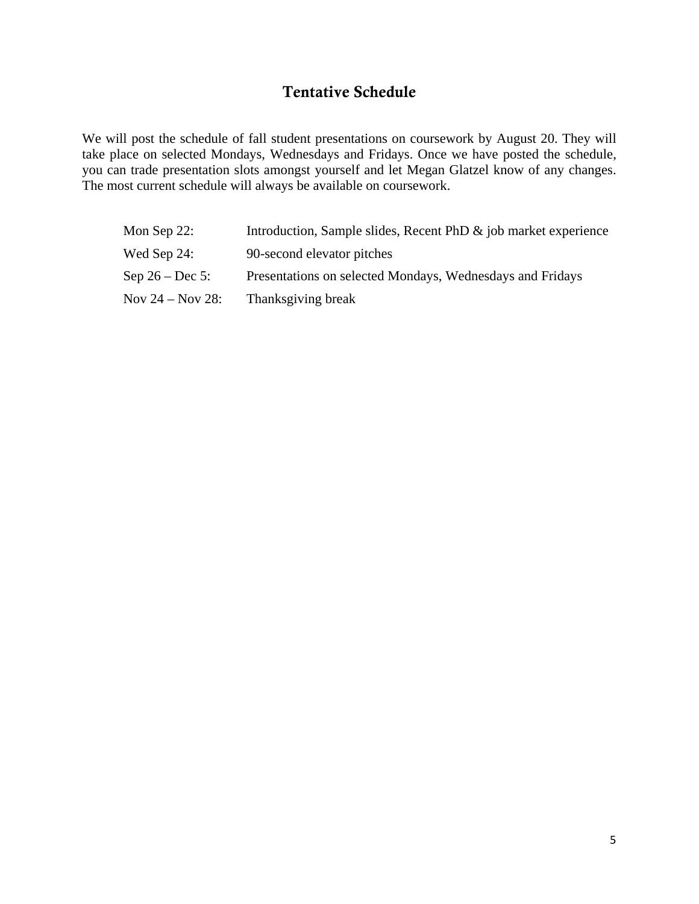## Tentative Schedule

We will post the schedule of fall student presentations on coursework by August 20. They will take place on selected Mondays, Wednesdays and Fridays. Once we have posted the schedule, you can trade presentation slots amongst yourself and let Megan Glatzel know of any changes. The most current schedule will always be available on coursework.

| | |
|---|---|
| Mon Sep 22: | Introduction, Sample slides, Recent PhD & job market experience |
| Wed Sep 24: | 90-second elevator pitches |
| Sep 26 – Dec 5: | Presentations on selected Mondays, Wednesdays and Fridays |
| Nov 24 – Nov 28: | Thanksgiving break |